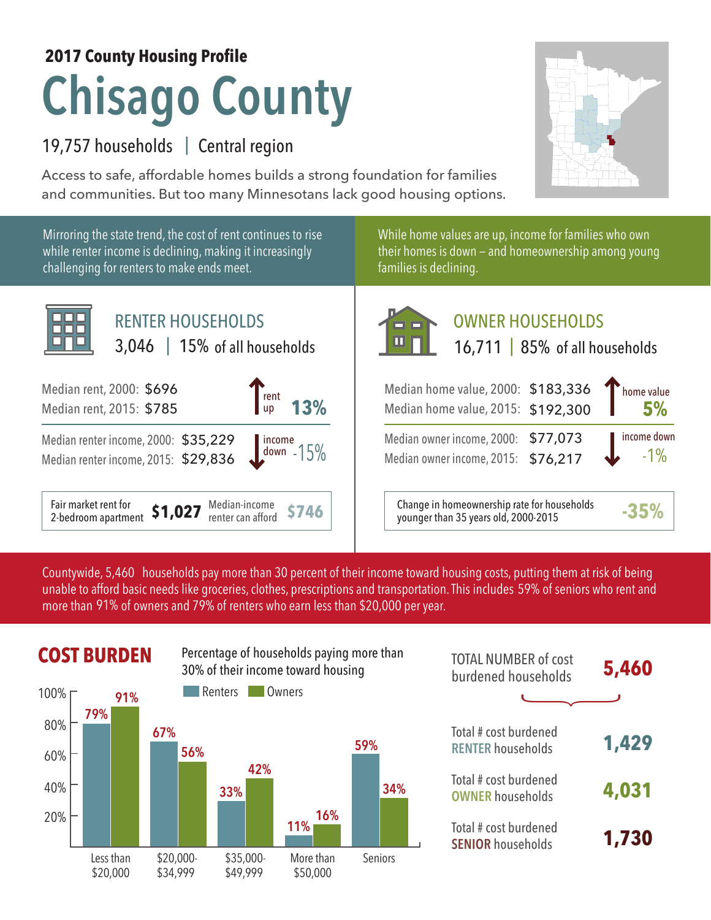**2017 County Housing Profile**

# Chisago County

19,757 households | Central region

Access to safe, affordable homes builds a strong foundation for families and communities. But too many Minnesotans lack good housing options.

Mirroring the state trend, the cost of rent continues to rise while renter income is declining, making it increasingly challenging for renters to make ends meet.

While home values are up, income for families who own their homes is down – and homeownership among young families is declining.

## RENTER HOUSEHOLDS

3,046 | 15% of all households

Median rent, 2000: $696
Median rent, 2015: $785
rent up 13%

Median renter income, 2000: $35,229
Median renter income, 2015: $29,836
income down -15%

Fair market rent for 2-bedroom apartment **$1,027** | Median-income renter can afford **$746**

## OWNER HOUSEHOLDS

16,711 | 85% of all households

Median home value, 2000: $183,336
Median home value, 2015: $192,300
home value 5%

Median owner income, 2000: $77,073
Median owner income, 2015: $76,217
income down -1%

Change in homeownership rate for households younger than 35 years old, 2000-2015 **-35%**

Countywide, 5,460 households pay more than 30 percent of their income toward housing costs, putting them at risk of being unable to afford basic needs like groceries, clothes, prescriptions and transportation. This includes 59% of seniors who rent and more than 91% of owners and 79% of renters who earn less than $20,000 per year.

## COST BURDEN

Percentage of households paying more than 30% of their income toward housing

| | Renters | Owners |
|---|---|---|
| Less than $20,000 | 79% | 91% |
| $20,000-$34,999 | 67% | 56% |
| $35,000-$49,999 | 33% | 42% |
| More than $50,000 | 11% | 16% |
| Seniors | 59% | 34% |

TOTAL NUMBER of cost burdened households **5,460**

Total # cost burdened RENTER households **1,429**

Total # cost burdened OWNER households **4,031**

Total # cost burdened SENIOR households **1,730**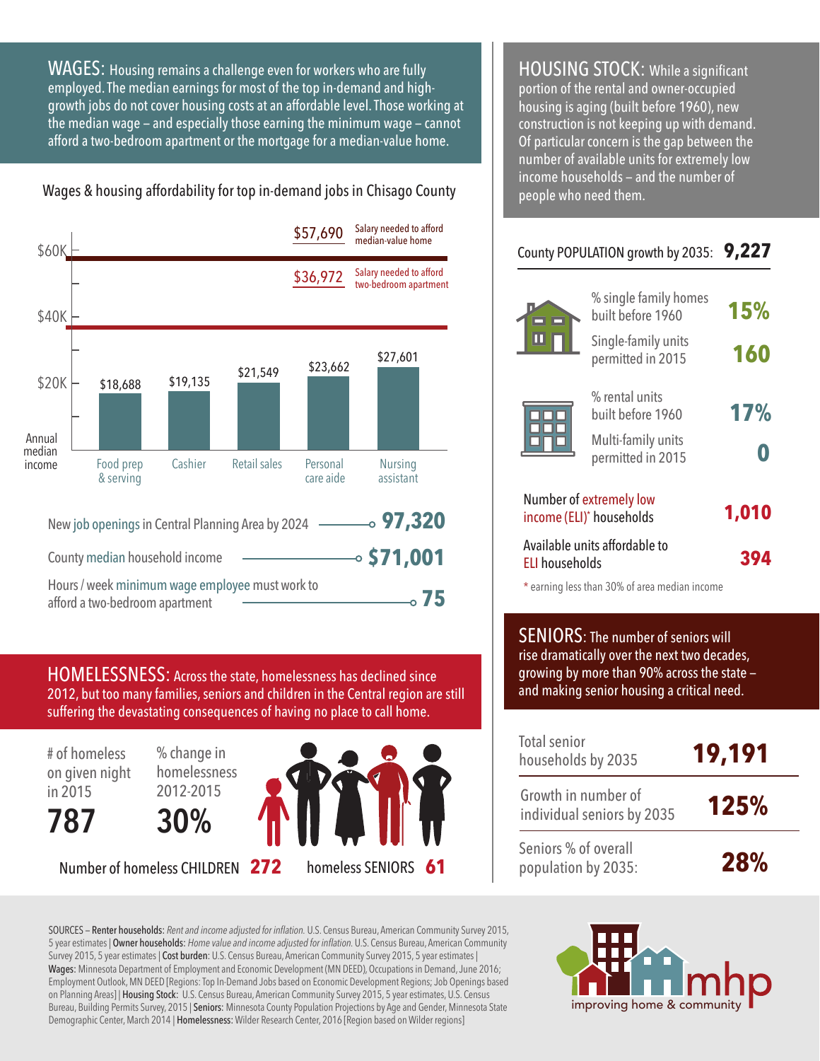## WAGES: Housing remains a challenge even for workers who are fully employed. The median earnings for most of the top in-demand and high-growth jobs do not cover housing costs at an affordable level. Those working at the median wage – and especially those earning the minimum wage – cannot afford a two-bedroom apartment or the mortgage for a median-value home.

Wages & housing affordability for top in-demand jobs in Chisago County

$57,690 Salary needed to afford median-value home

$36,972 Salary needed to afford two-bedroom apartment

$60K
$40K
$20K
Annual median income

$18,688 Food prep & serving
$19,135 Cashier
$21,549 Retail sales
$23,662 Personal care aide
$27,601 Nursing assistant

New job openings in Central Planning Area by 2024 — **97,320**

County median household income — **$71,001**

Hours / week minimum wage employee must work to afford a two-bedroom apartment — **75**

## HOMELESSNESS: Across the state, homelessness has declined since 2012, but too many families, seniors and children in the Central region are still suffering the devastating consequences of having no place to call home.

# of homeless on given night in 2015
**787**

% change in homelessness 2012-2015
**30%**

Number of homeless CHILDREN **272**

homeless SENIORS **61**

## HOUSING STOCK: While a significant portion of the rental and owner-occupied housing is aging (built before 1960), new construction is not keeping up with demand. Of particular concern is the gap between the number of available units for extremely low income households – and the number of people who need them.

County POPULATION growth by 2035: **9,227**

| | |
|---|---|
| % single family homes built before 1960 | **15%** |
| Single-family units permitted in 2015 | **160** |
| % rental units built before 1960 | **17%** |
| Multi-family units permitted in 2015 | **0** |
| Number of extremely low income (ELI)* households | **1,010** |
| Available units affordable to ELI households | **394** |

* earning less than 30% of area median income

## SENIORS: The number of seniors will rise dramatically over the next two decades, growing by more than 90% across the state – and making senior housing a critical need.

| | |
|---|---|
| Total senior households by 2035 | **19,191** |
| Growth in number of individual seniors by 2035 | **125%** |
| Seniors % of overall population by 2035: | **28%** |

SOURCES – **Renter households**: *Rent and income adjusted for inflation.* U.S. Census Bureau, American Community Survey 2015, 5 year estimates | **Owner households**: *Home value and income adjusted for inflation.* U.S. Census Bureau, American Community Survey 2015, 5 year estimates | **Cost burden**: U.S. Census Bureau, American Community Survey 2015, 5 year estimates | **Wages**: Minnesota Department of Employment and Economic Development (MN DEED), Occupations in Demand, June 2016; Employment Outlook, MN DEED [Regions: Top In-Demand Jobs based on Economic Development Regions; Job Openings based on Planning Areas] | **Housing Stock**: U.S. Census Bureau, American Community Survey 2015, 5 year estimates, U.S. Census Bureau, Building Permits Survey, 2015 | **Seniors**: Minnesota County Population Projections by Age and Gender, Minnesota State Demographic Center, March 2014 | **Homelessness**: Wilder Research Center, 2016 [Region based on Wilder regions]

mhp improving home & community